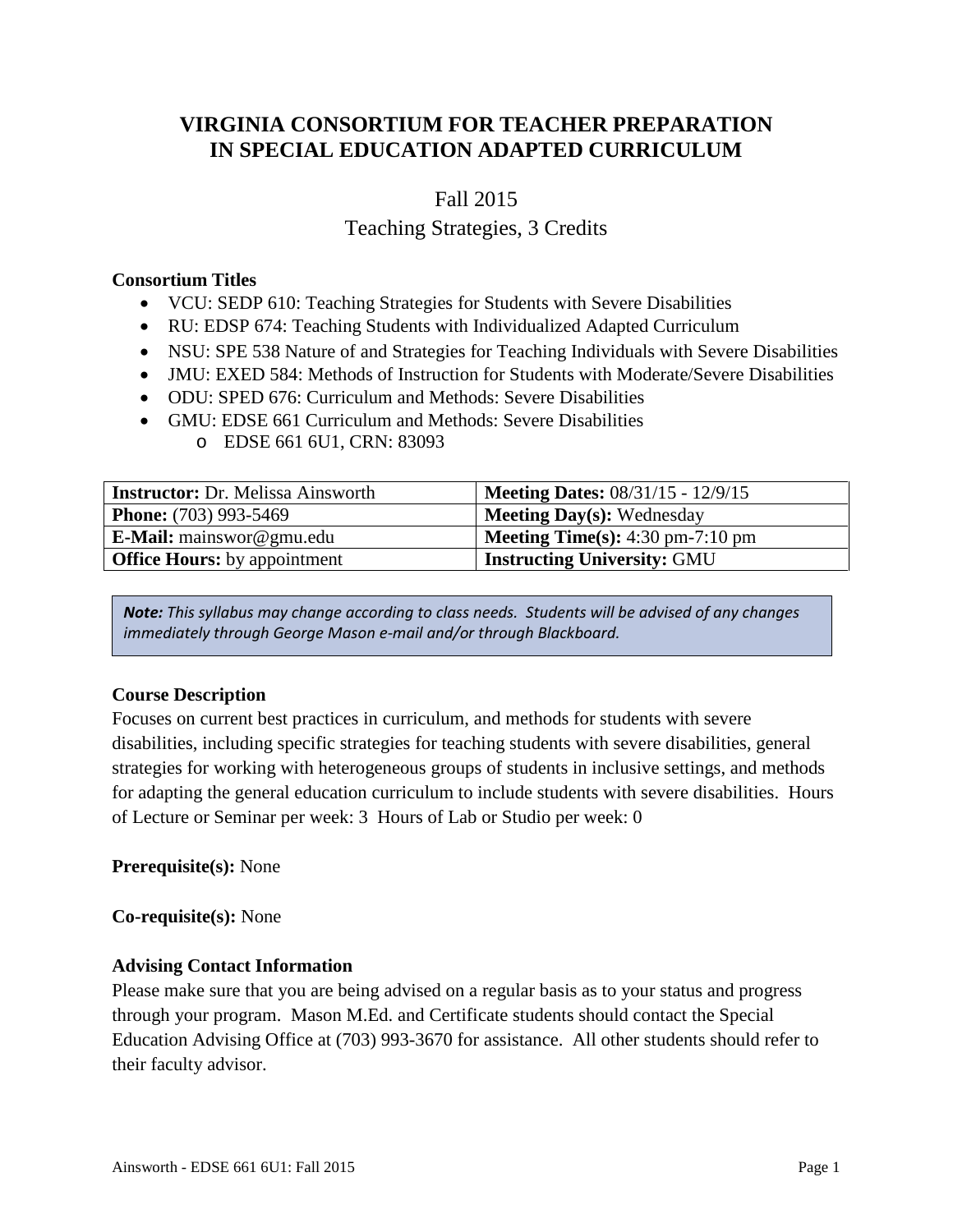# VIRGINIA CONSORTIUM FOR TEACHER PREPARATION IN SPECIAL EDUCATION ADAPTED CURRICULUM

Fall 2015

Teaching Strategies, 3 Credits

**Consortium Titles**

- VCU: SEDP 610: Teaching Strategies for Students with Severe Disabilities
- RU: EDSP 674: Teaching Students with Individualized Adapted Curriculum
- NSU: SPE 538 Nature of and Strategies for Teaching Individuals with Severe Disabilities
- JMU: EXED 584: Methods of Instruction for Students with Moderate/Severe Disabilities
- ODU: SPED 676: Curriculum and Methods: Severe Disabilities
- GMU: EDSE 661 Curriculum and Methods: Severe Disabilities
  - EDSE 661 6U1, CRN: 83093

| **Instructor:** Dr. Melissa Ainsworth | **Meeting Dates:** 08/31/15 - 12/9/15 |
|---|---|
| **Phone:** (703) 993-5469 | **Meeting Day(s):** Wednesday |
| **E-Mail:** mainswor@gmu.edu | **Meeting Time(s):** 4:30 pm-7:10 pm |
| **Office Hours:** by appointment | **Instructing University:** GMU |

***Note:*** *This syllabus may change according to class needs. Students will be advised of any changes immediately through George Mason e-mail and/or through Blackboard.*

**Course Description**

Focuses on current best practices in curriculum, and methods for students with severe disabilities, including specific strategies for teaching students with severe disabilities, general strategies for working with heterogeneous groups of students in inclusive settings, and methods for adapting the general education curriculum to include students with severe disabilities. Hours of Lecture or Seminar per week: 3 Hours of Lab or Studio per week: 0

**Prerequisite(s):** None

**Co-requisite(s):** None

**Advising Contact Information**

Please make sure that you are being advised on a regular basis as to your status and progress through your program. Mason M.Ed. and Certificate students should contact the Special Education Advising Office at (703) 993-3670 for assistance. All other students should refer to their faculty advisor.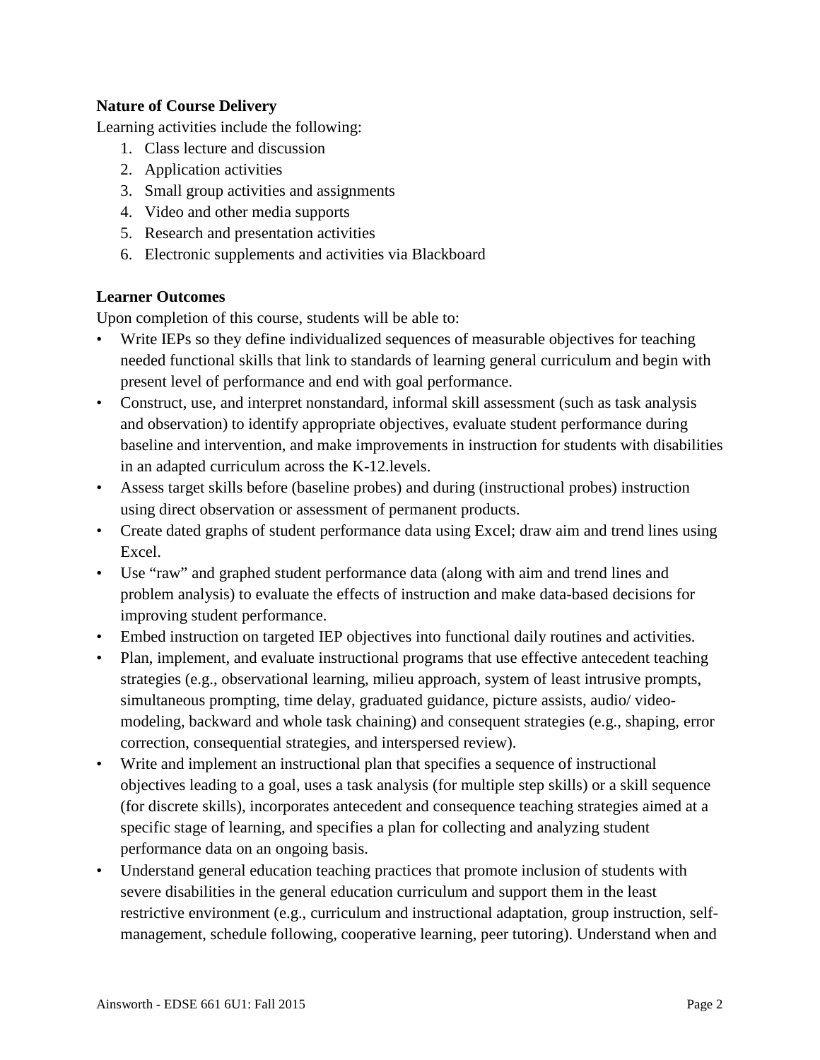**Nature of Course Delivery**

Learning activities include the following:

1. Class lecture and discussion
2. Application activities
3. Small group activities and assignments
4. Video and other media supports
5. Research and presentation activities
6. Electronic supplements and activities via Blackboard

**Learner Outcomes**

Upon completion of this course, students will be able to:

- Write IEPs so they define individualized sequences of measurable objectives for teaching needed functional skills that link to standards of learning general curriculum and begin with present level of performance and end with goal performance.
- Construct, use, and interpret nonstandard, informal skill assessment (such as task analysis and observation) to identify appropriate objectives, evaluate student performance during baseline and intervention, and make improvements in instruction for students with disabilities in an adapted curriculum across the K-12.levels.
- Assess target skills before (baseline probes) and during (instructional probes) instruction using direct observation or assessment of permanent products.
- Create dated graphs of student performance data using Excel; draw aim and trend lines using Excel.
- Use "raw" and graphed student performance data (along with aim and trend lines and problem analysis) to evaluate the effects of instruction and make data-based decisions for improving student performance.
- Embed instruction on targeted IEP objectives into functional daily routines and activities.
- Plan, implement, and evaluate instructional programs that use effective antecedent teaching strategies (e.g., observational learning, milieu approach, system of least intrusive prompts, simultaneous prompting, time delay, graduated guidance, picture assists, audio/ video-modeling, backward and whole task chaining) and consequent strategies (e.g., shaping, error correction, consequential strategies, and interspersed review).
- Write and implement an instructional plan that specifies a sequence of instructional objectives leading to a goal, uses a task analysis (for multiple step skills) or a skill sequence (for discrete skills), incorporates antecedent and consequence teaching strategies aimed at a specific stage of learning, and specifies a plan for collecting and analyzing student performance data on an ongoing basis.
- Understand general education teaching practices that promote inclusion of students with severe disabilities in the general education curriculum and support them in the least restrictive environment (e.g., curriculum and instructional adaptation, group instruction, self-management, schedule following, cooperative learning, peer tutoring). Understand when and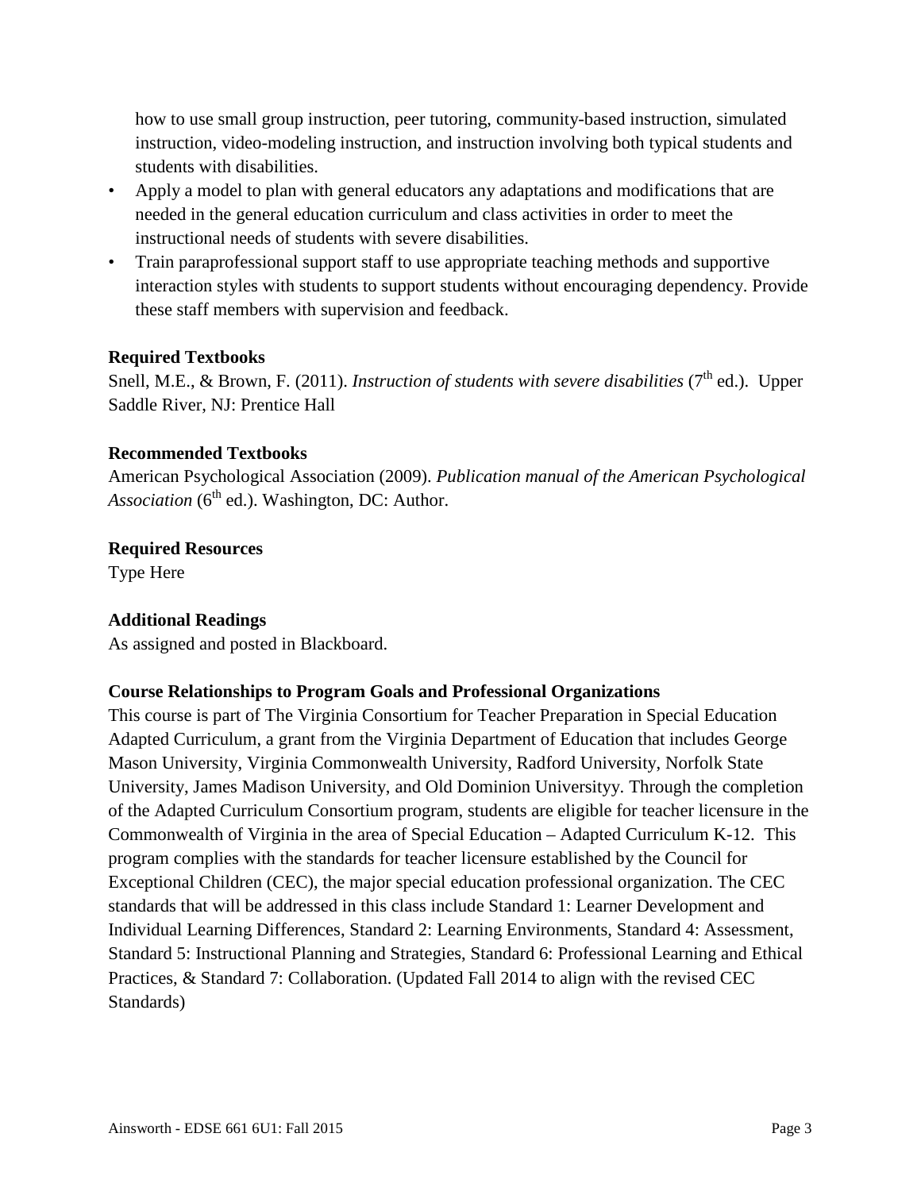how to use small group instruction, peer tutoring, community-based instruction, simulated instruction, video-modeling instruction, and instruction involving both typical students and students with disabilities.

- Apply a model to plan with general educators any adaptations and modifications that are needed in the general education curriculum and class activities in order to meet the instructional needs of students with severe disabilities.
- Train paraprofessional support staff to use appropriate teaching methods and supportive interaction styles with students to support students without encouraging dependency. Provide these staff members with supervision and feedback.

**Required Textbooks**

Snell, M.E., & Brown, F. (2011). *Instruction of students with severe disabilities* (7th ed.). Upper Saddle River, NJ: Prentice Hall

**Recommended Textbooks**

American Psychological Association (2009). *Publication manual of the American Psychological Association* (6th ed.). Washington, DC: Author.

**Required Resources**

Type Here

**Additional Readings**

As assigned and posted in Blackboard.

**Course Relationships to Program Goals and Professional Organizations**

This course is part of The Virginia Consortium for Teacher Preparation in Special Education Adapted Curriculum, a grant from the Virginia Department of Education that includes George Mason University, Virginia Commonwealth University, Radford University, Norfolk State University, James Madison University, and Old Dominion Universityy. Through the completion of the Adapted Curriculum Consortium program, students are eligible for teacher licensure in the Commonwealth of Virginia in the area of Special Education – Adapted Curriculum K-12. This program complies with the standards for teacher licensure established by the Council for Exceptional Children (CEC), the major special education professional organization. The CEC standards that will be addressed in this class include Standard 1: Learner Development and Individual Learning Differences, Standard 2: Learning Environments, Standard 4: Assessment, Standard 5: Instructional Planning and Strategies, Standard 6: Professional Learning and Ethical Practices, & Standard 7: Collaboration. (Updated Fall 2014 to align with the revised CEC Standards)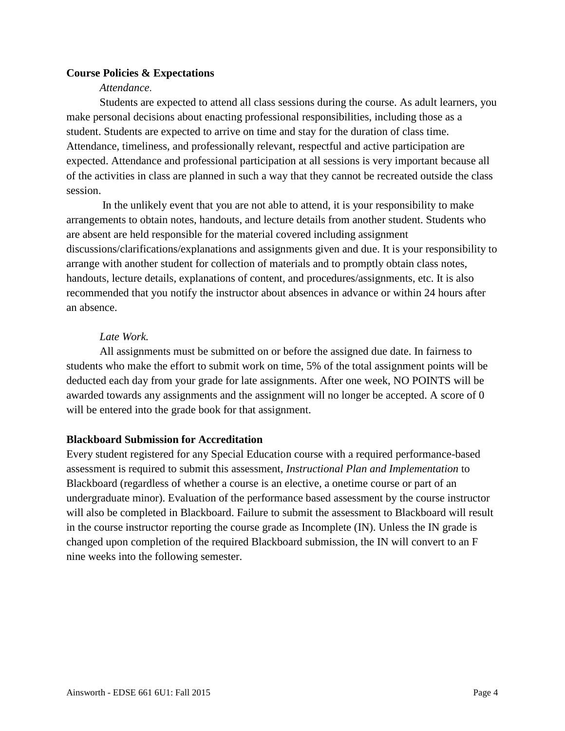**Course Policies & Expectations**

*Attendance.*

Students are expected to attend all class sessions during the course. As adult learners, you make personal decisions about enacting professional responsibilities, including those as a student. Students are expected to arrive on time and stay for the duration of class time. Attendance, timeliness, and professionally relevant, respectful and active participation are expected. Attendance and professional participation at all sessions is very important because all of the activities in class are planned in such a way that they cannot be recreated outside the class session.

In the unlikely event that you are not able to attend, it is your responsibility to make arrangements to obtain notes, handouts, and lecture details from another student. Students who are absent are held responsible for the material covered including assignment discussions/clarifications/explanations and assignments given and due. It is your responsibility to arrange with another student for collection of materials and to promptly obtain class notes, handouts, lecture details, explanations of content, and procedures/assignments, etc. It is also recommended that you notify the instructor about absences in advance or within 24 hours after an absence.

*Late Work.*

All assignments must be submitted on or before the assigned due date. In fairness to students who make the effort to submit work on time, 5% of the total assignment points will be deducted each day from your grade for late assignments. After one week, NO POINTS will be awarded towards any assignments and the assignment will no longer be accepted. A score of 0 will be entered into the grade book for that assignment.

**Blackboard Submission for Accreditation**

Every student registered for any Special Education course with a required performance-based assessment is required to submit this assessment, *Instructional Plan and Implementation* to Blackboard (regardless of whether a course is an elective, a onetime course or part of an undergraduate minor). Evaluation of the performance based assessment by the course instructor will also be completed in Blackboard. Failure to submit the assessment to Blackboard will result in the course instructor reporting the course grade as Incomplete (IN). Unless the IN grade is changed upon completion of the required Blackboard submission, the IN will convert to an F nine weeks into the following semester.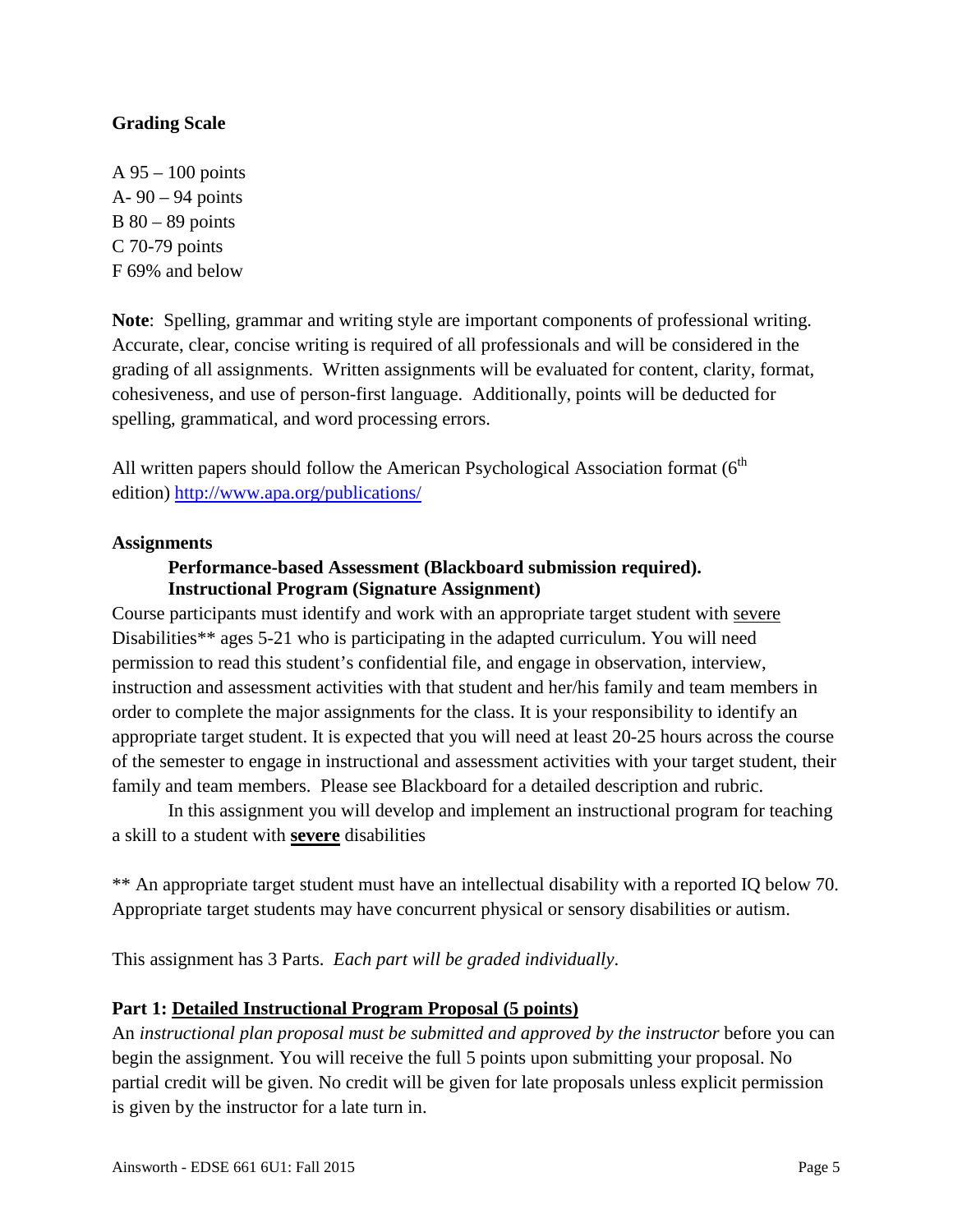**Grading Scale**

A 95 – 100 points
A- 90 – 94 points
B 80 – 89 points
C 70-79 points
F 69% and below

**Note**: Spelling, grammar and writing style are important components of professional writing. Accurate, clear, concise writing is required of all professionals and will be considered in the grading of all assignments. Written assignments will be evaluated for content, clarity, format, cohesiveness, and use of person-first language. Additionally, points will be deducted for spelling, grammatical, and word processing errors.

All written papers should follow the American Psychological Association format (6th edition) http://www.apa.org/publications/

**Assignments**

**Performance-based Assessment (Blackboard submission required). Instructional Program (Signature Assignment)**

Course participants must identify and work with an appropriate target student with severe Disabilities** ages 5-21 who is participating in the adapted curriculum. You will need permission to read this student's confidential file, and engage in observation, interview, instruction and assessment activities with that student and her/his family and team members in order to complete the major assignments for the class. It is your responsibility to identify an appropriate target student. It is expected that you will need at least 20-25 hours across the course of the semester to engage in instructional and assessment activities with your target student, their family and team members. Please see Blackboard for a detailed description and rubric.

In this assignment you will develop and implement an instructional program for teaching a skill to a student with **severe** disabilities

** An appropriate target student must have an intellectual disability with a reported IQ below 70. Appropriate target students may have concurrent physical or sensory disabilities or autism.

This assignment has 3 Parts. *Each part will be graded individually*.

**Part 1: Detailed Instructional Program Proposal (5 points)**

An *instructional plan proposal must be submitted and approved by the instructor* before you can begin the assignment. You will receive the full 5 points upon submitting your proposal. No partial credit will be given. No credit will be given for late proposals unless explicit permission is given by the instructor for a late turn in.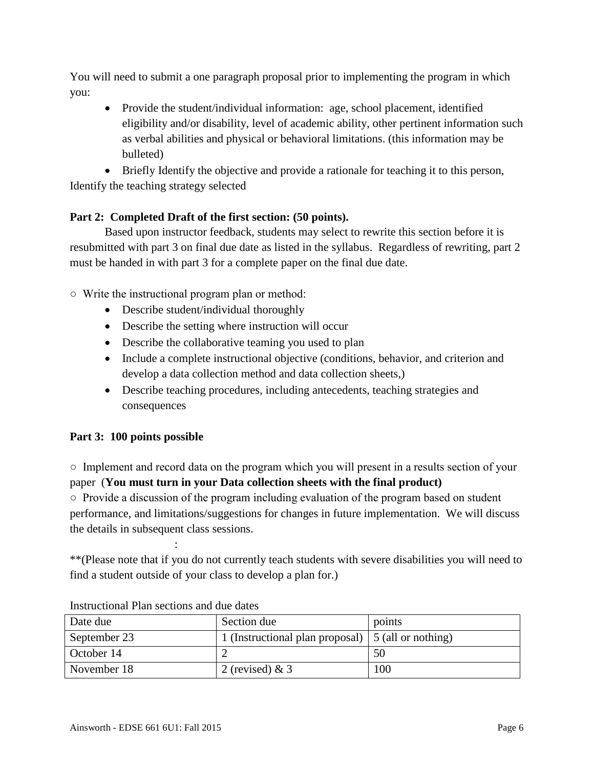You will need to submit a one paragraph proposal prior to implementing the program in which you:

- Provide the student/individual information: age, school placement, identified eligibility and/or disability, level of academic ability, other pertinent information such as verbal abilities and physical or behavioral limitations. (this information may be bulleted)
- Briefly Identify the objective and provide a rationale for teaching it to this person, Identify the teaching strategy selected

**Part 2: Completed Draft of the first section: (50 points).**

Based upon instructor feedback, students may select to rewrite this section before it is resubmitted with part 3 on final due date as listed in the syllabus. Regardless of rewriting, part 2 must be handed in with part 3 for a complete paper on the final due date.

○ Write the instructional program plan or method:

- Describe student/individual thoroughly
- Describe the setting where instruction will occur
- Describe the collaborative teaming you used to plan
- Include a complete instructional objective (conditions, behavior, and criterion and develop a data collection method and data collection sheets,)
- Describe teaching procedures, including antecedents, teaching strategies and consequences

**Part 3: 100 points possible**

○ Implement and record data on the program which you will present in a results section of your paper (**You must turn in your Data collection sheets with the final product)**

○ Provide a discussion of the program including evaluation of the program based on student performance, and limitations/suggestions for changes in future implementation. We will discuss the details in subsequent class sessions.

:

**(Please note that if you do not currently teach students with severe disabilities you will need to find a student outside of your class to develop a plan for.)

Instructional Plan sections and due dates

| Date due | Section due | points |
|---|---|---|
| September 23 | 1 (Instructional plan proposal) | 5 (all or nothing) |
| October 14 | 2 | 50 |
| November 18 | 2 (revised) & 3 | 100 |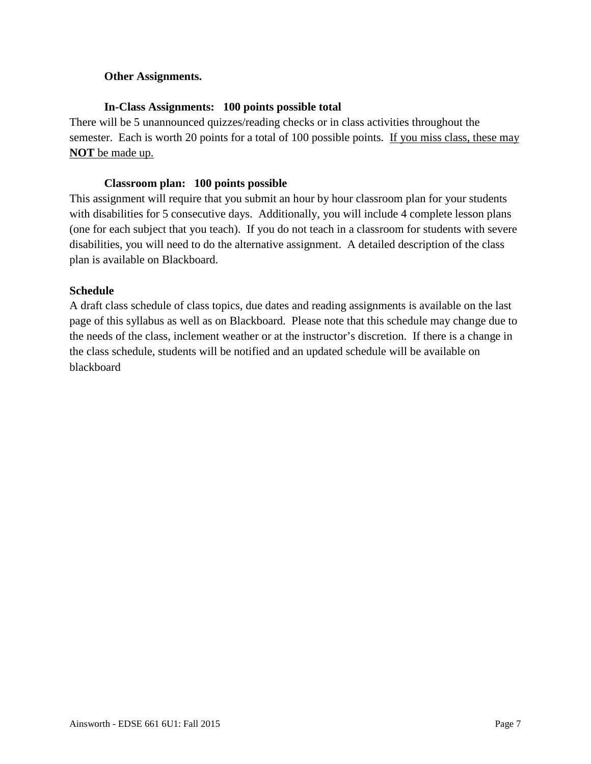**Other Assignments.**

**In-Class Assignments: 100 points possible total**

There will be 5 unannounced quizzes/reading checks or in class activities throughout the semester. Each is worth 20 points for a total of 100 possible points. <u>If you miss class, these may **NOT** be made up.</u>

**Classroom plan: 100 points possible**

This assignment will require that you submit an hour by hour classroom plan for your students with disabilities for 5 consecutive days. Additionally, you will include 4 complete lesson plans (one for each subject that you teach). If you do not teach in a classroom for students with severe disabilities, you will need to do the alternative assignment. A detailed description of the class plan is available on Blackboard.

**Schedule**

A draft class schedule of class topics, due dates and reading assignments is available on the last page of this syllabus as well as on Blackboard. Please note that this schedule may change due to the needs of the class, inclement weather or at the instructor's discretion. If there is a change in the class schedule, students will be notified and an updated schedule will be available on blackboard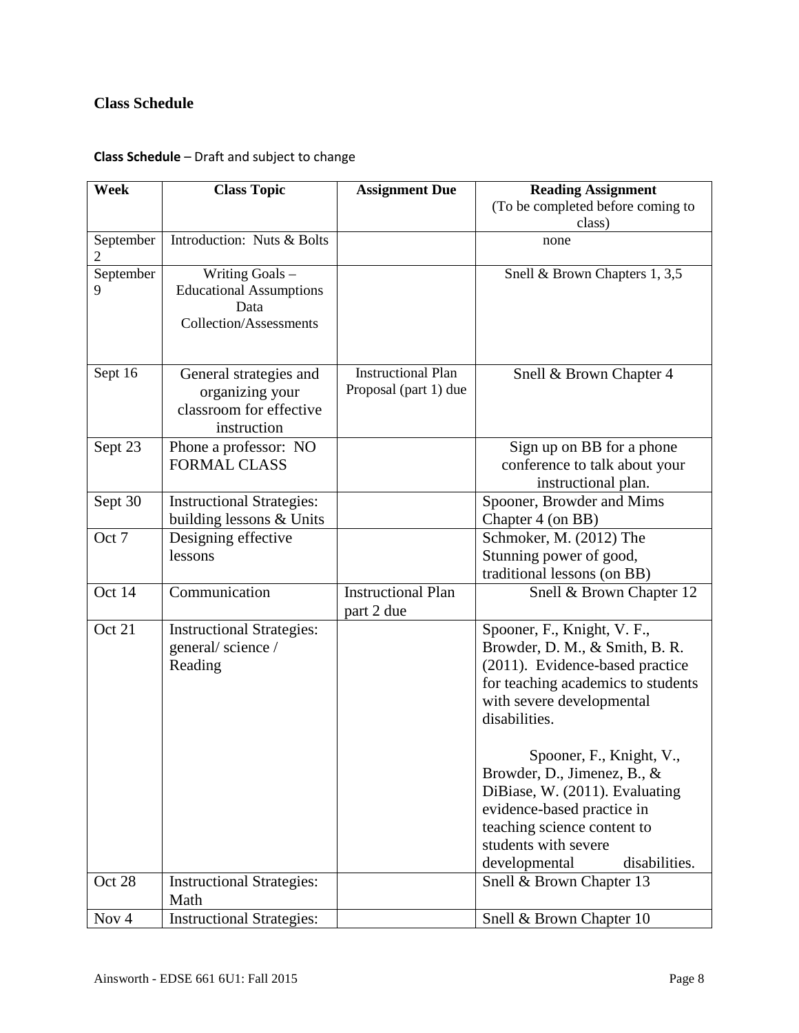## Class Schedule

**Class Schedule** – Draft and subject to change

| Week | Class Topic | Assignment Due | Reading Assignment (To be completed before coming to class) |
|---|---|---|---|
| September 2 | Introduction: Nuts & Bolts | | none |
| September 9 | Writing Goals – Educational Assumptions Data Collection/Assessments | | Snell & Brown Chapters 1, 3,5 |
| Sept 16 | General strategies and organizing your classroom for effective instruction | Instructional Plan Proposal (part 1) due | Snell & Brown Chapter 4 |
| Sept 23 | Phone a professor: NO FORMAL CLASS | | Sign up on BB for a phone conference to talk about your instructional plan. |
| Sept 30 | Instructional Strategies: building lessons & Units | | Spooner, Browder and Mims Chapter 4 (on BB) |
| Oct 7 | Designing effective lessons | | Schmoker, M. (2012) The Stunning power of good, traditional lessons (on BB) |
| Oct 14 | Communication | Instructional Plan part 2 due | Snell & Brown Chapter 12 |
| Oct 21 | Instructional Strategies: general/ science / Reading | | Spooner, F., Knight, V. F., Browder, D. M., & Smith, B. R. (2011). Evidence-based practice for teaching academics to students with severe developmental disabilities.<br><br>Spooner, F., Knight, V., Browder, D., Jimenez, B., & DiBiase, W. (2011). Evaluating evidence-based practice in teaching science content to students with severe developmental disabilities. |
| Oct 28 | Instructional Strategies: Math | | Snell & Brown Chapter 13 |
| Nov 4 | Instructional Strategies: | | Snell & Brown Chapter 10 |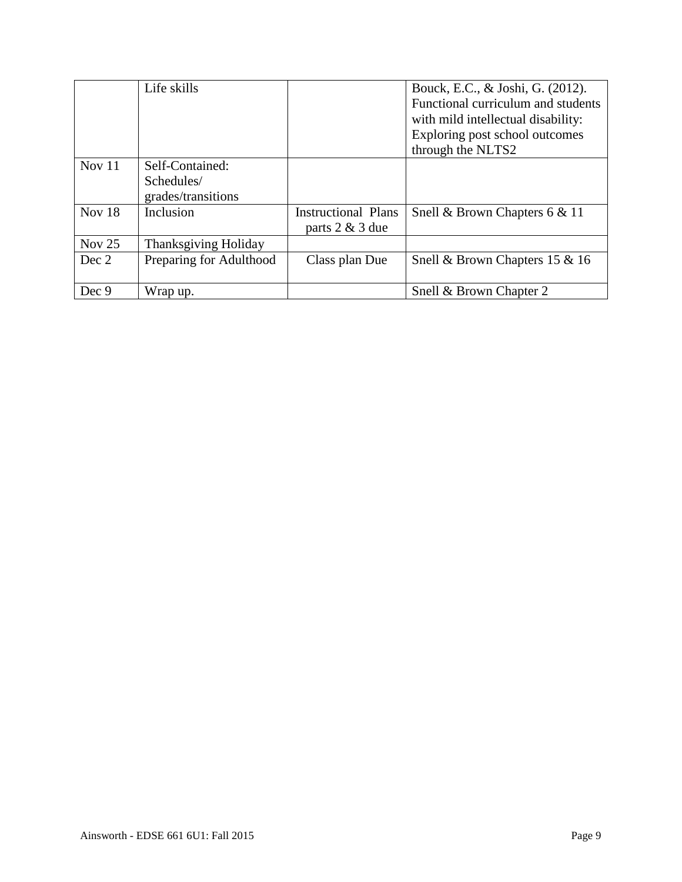| | | | |
|---|---|---|---|
| | Life skills | | Bouck, E.C., & Joshi, G. (2012). Functional curriculum and students with mild intellectual disability: Exploring post school outcomes through the NLTS2 |
| Nov 11 | Self-Contained: Schedules/ grades/transitions | | |
| Nov 18 | Inclusion | Instructional Plans parts 2 & 3 due | Snell & Brown Chapters 6 & 11 |
| Nov 25 | Thanksgiving Holiday | | |
| Dec 2 | Preparing for Adulthood | Class plan Due | Snell & Brown Chapters 15 & 16 |
| Dec 9 | Wrap up. | | Snell & Brown Chapter 2 |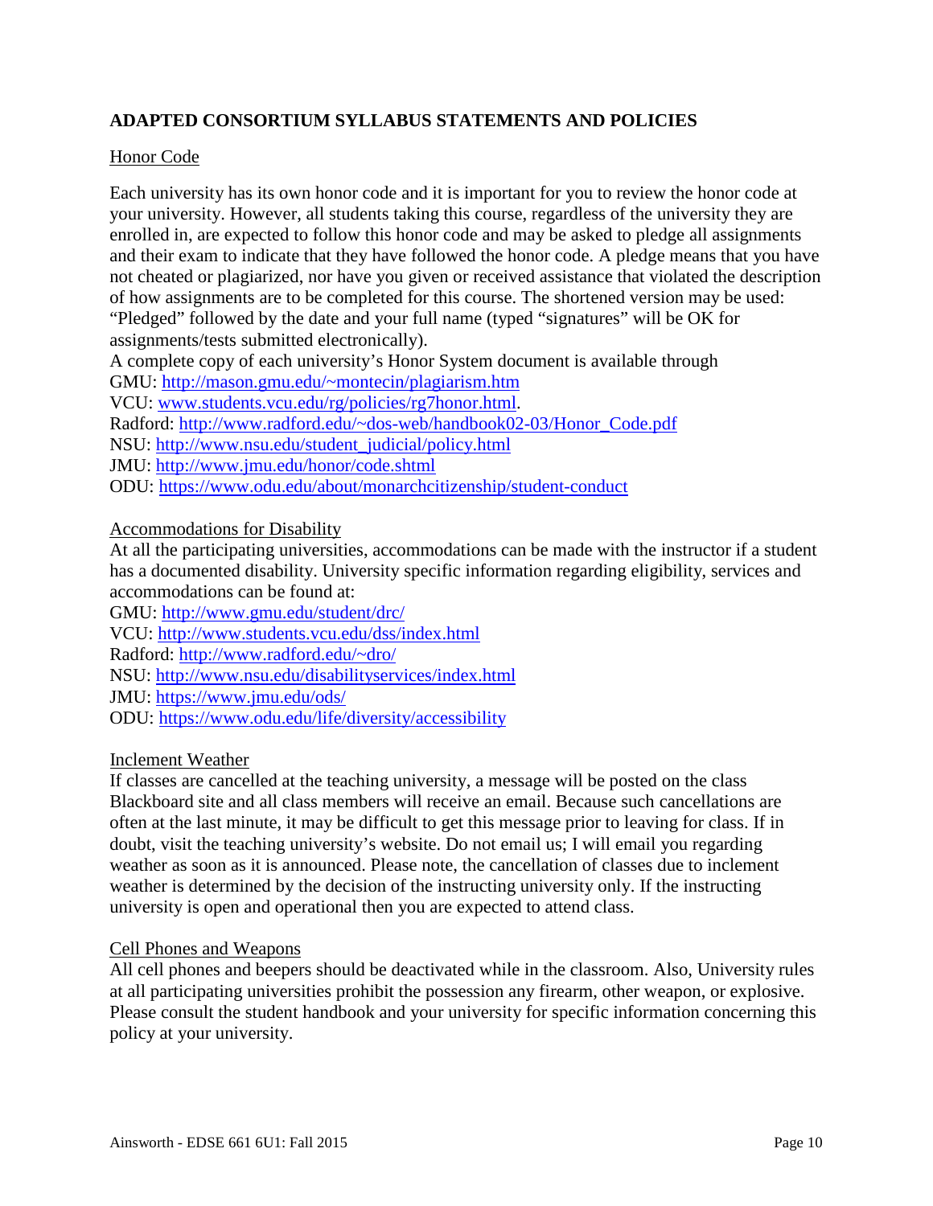## ADAPTED CONSORTIUM SYLLABUS STATEMENTS AND POLICIES

### Honor Code

Each university has its own honor code and it is important for you to review the honor code at your university. However, all students taking this course, regardless of the university they are enrolled in, are expected to follow this honor code and may be asked to pledge all assignments and their exam to indicate that they have followed the honor code. A pledge means that you have not cheated or plagiarized, nor have you given or received assistance that violated the description of how assignments are to be completed for this course. The shortened version may be used: "Pledged" followed by the date and your full name (typed "signatures" will be OK for assignments/tests submitted electronically).

A complete copy of each university's Honor System document is available through
GMU: http://mason.gmu.edu/~montecin/plagiarism.htm
VCU: www.students.vcu.edu/rg/policies/rg7honor.html.
Radford: http://www.radford.edu/~dos-web/handbook02-03/Honor_Code.pdf
NSU: http://www.nsu.edu/student_judicial/policy.html
JMU: http://www.jmu.edu/honor/code.shtml
ODU: https://www.odu.edu/about/monarchcitizenship/student-conduct

### Accommodations for Disability

At all the participating universities, accommodations can be made with the instructor if a student has a documented disability. University specific information regarding eligibility, services and accommodations can be found at:
GMU: http://www.gmu.edu/student/drc/
VCU: http://www.students.vcu.edu/dss/index.html
Radford: http://www.radford.edu/~dro/
NSU: http://www.nsu.edu/disabilityservices/index.html
JMU: https://www.jmu.edu/ods/
ODU: https://www.odu.edu/life/diversity/accessibility

### Inclement Weather

If classes are cancelled at the teaching university, a message will be posted on the class Blackboard site and all class members will receive an email. Because such cancellations are often at the last minute, it may be difficult to get this message prior to leaving for class. If in doubt, visit the teaching university's website. Do not email us; I will email you regarding weather as soon as it is announced. Please note, the cancellation of classes due to inclement weather is determined by the decision of the instructing university only. If the instructing university is open and operational then you are expected to attend class.

### Cell Phones and Weapons

All cell phones and beepers should be deactivated while in the classroom. Also, University rules at all participating universities prohibit the possession any firearm, other weapon, or explosive. Please consult the student handbook and your university for specific information concerning this policy at your university.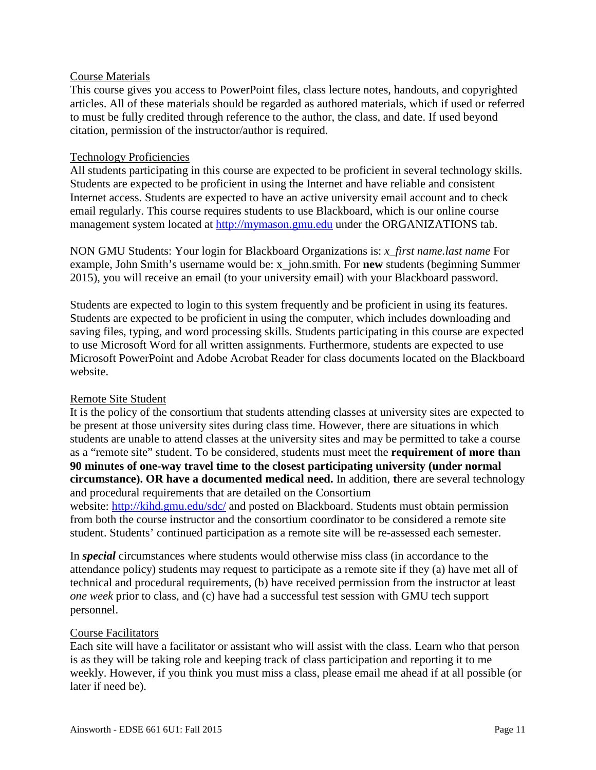Course Materials

This course gives you access to PowerPoint files, class lecture notes, handouts, and copyrighted articles. All of these materials should be regarded as authored materials, which if used or referred to must be fully credited through reference to the author, the class, and date. If used beyond citation, permission of the instructor/author is required.

Technology Proficiencies

All students participating in this course are expected to be proficient in several technology skills. Students are expected to be proficient in using the Internet and have reliable and consistent Internet access. Students are expected to have an active university email account and to check email regularly. This course requires students to use Blackboard, which is our online course management system located at [http://mymason.gmu.edu](http://mymason.gmu.edu) under the ORGANIZATIONS tab.

NON GMU Students: Your login for Blackboard Organizations is: *x_first name.last name* For example, John Smith's username would be: x_john.smith. For **new** students (beginning Summer 2015), you will receive an email (to your university email) with your Blackboard password.

Students are expected to login to this system frequently and be proficient in using its features. Students are expected to be proficient in using the computer, which includes downloading and saving files, typing, and word processing skills. Students participating in this course are expected to use Microsoft Word for all written assignments. Furthermore, students are expected to use Microsoft PowerPoint and Adobe Acrobat Reader for class documents located on the Blackboard website.

Remote Site Student

It is the policy of the consortium that students attending classes at university sites are expected to be present at those university sites during class time. However, there are situations in which students are unable to attend classes at the university sites and may be permitted to take a course as a "remote site" student. To be considered, students must meet the **requirement of more than 90 minutes of one-way travel time to the closest participating university (under normal circumstance). OR have a documented medical need.** In addition, **t**here are several technology and procedural requirements that are detailed on the Consortium website: [http://kihd.gmu.edu/sdc/](http://kihd.gmu.edu/sdc/) and posted on Blackboard. Students must obtain permission from both the course instructor and the consortium coordinator to be considered a remote site student. Students' continued participation as a remote site will be re-assessed each semester.

In ***special*** circumstances where students would otherwise miss class (in accordance to the attendance policy) students may request to participate as a remote site if they (a) have met all of technical and procedural requirements, (b) have received permission from the instructor at least *one week* prior to class, and (c) have had a successful test session with GMU tech support personnel.

Course Facilitators

Each site will have a facilitator or assistant who will assist with the class. Learn who that person is as they will be taking role and keeping track of class participation and reporting it to me weekly. However, if you think you must miss a class, please email me ahead if at all possible (or later if need be).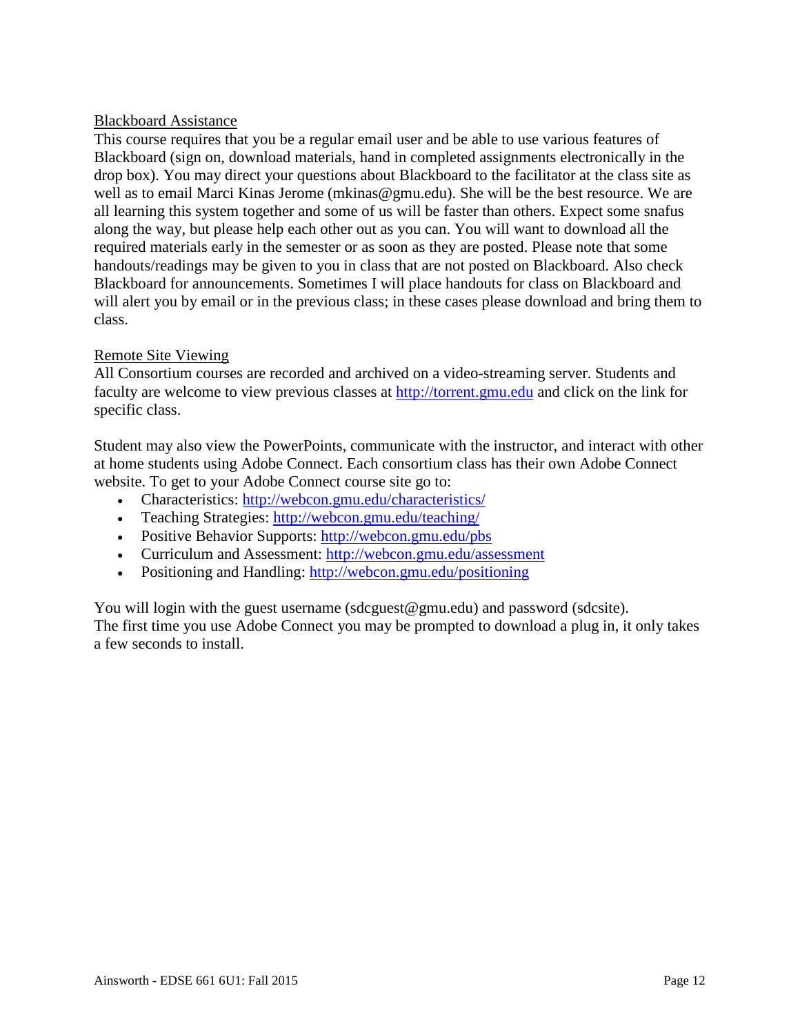Blackboard Assistance

This course requires that you be a regular email user and be able to use various features of Blackboard (sign on, download materials, hand in completed assignments electronically in the drop box). You may direct your questions about Blackboard to the facilitator at the class site as well as to email Marci Kinas Jerome (mkinas@gmu.edu). She will be the best resource. We are all learning this system together and some of us will be faster than others. Expect some snafus along the way, but please help each other out as you can. You will want to download all the required materials early in the semester or as soon as they are posted. Please note that some handouts/readings may be given to you in class that are not posted on Blackboard. Also check Blackboard for announcements. Sometimes I will place handouts for class on Blackboard and will alert you by email or in the previous class; in these cases please download and bring them to class.

Remote Site Viewing

All Consortium courses are recorded and archived on a video-streaming server. Students and faculty are welcome to view previous classes at http://torrent.gmu.edu and click on the link for specific class.

Student may also view the PowerPoints, communicate with the instructor, and interact with other at home students using Adobe Connect. Each consortium class has their own Adobe Connect website. To get to your Adobe Connect course site go to:

- Characteristics: http://webcon.gmu.edu/characteristics/
- Teaching Strategies: http://webcon.gmu.edu/teaching/
- Positive Behavior Supports: http://webcon.gmu.edu/pbs
- Curriculum and Assessment: http://webcon.gmu.edu/assessment
- Positioning and Handling: http://webcon.gmu.edu/positioning

You will login with the guest username (sdcguest@gmu.edu) and password (sdcsite).
The first time you use Adobe Connect you may be prompted to download a plug in, it only takes a few seconds to install.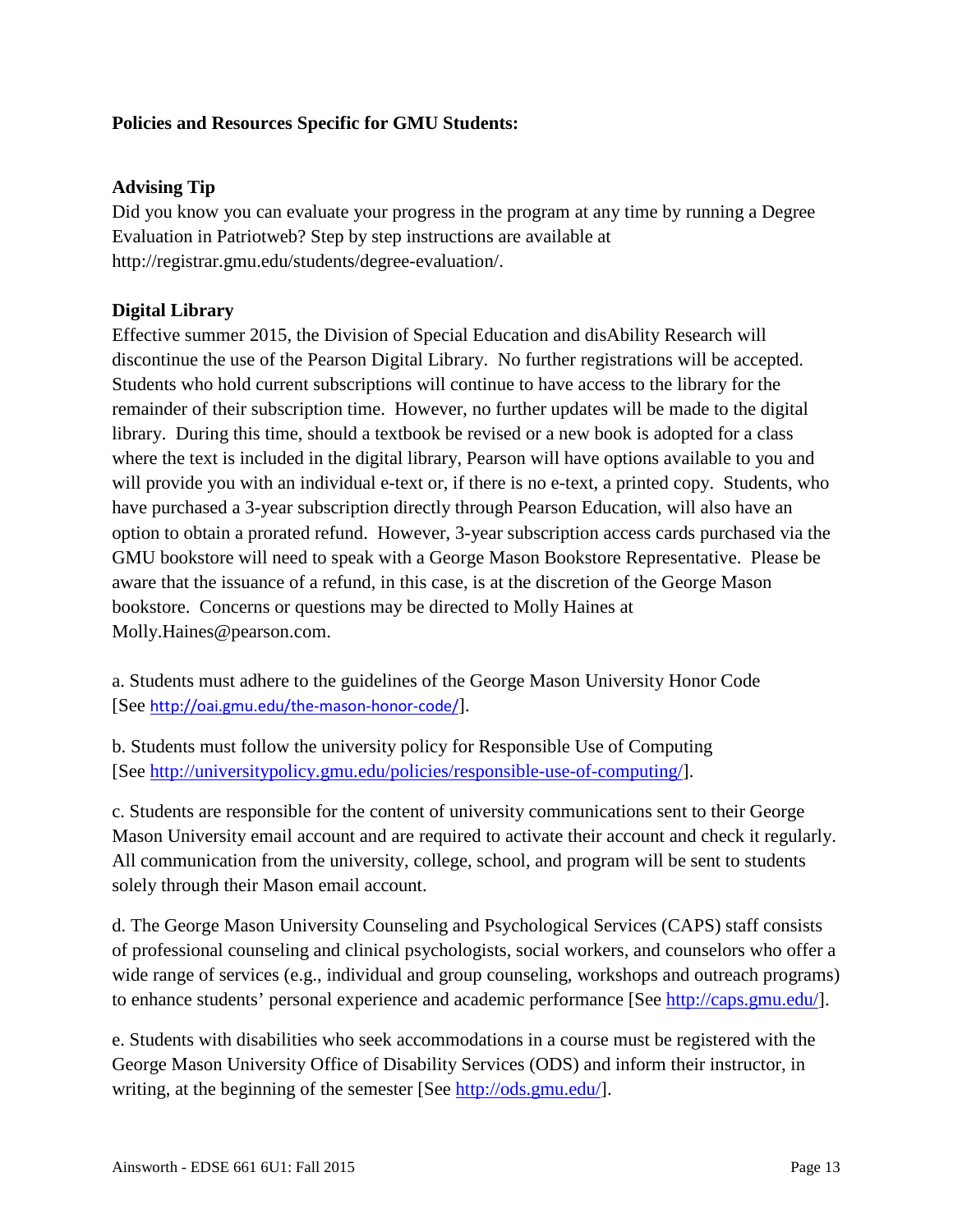**Policies and Resources Specific for GMU Students:**

**Advising Tip**

Did you know you can evaluate your progress in the program at any time by running a Degree Evaluation in Patriotweb? Step by step instructions are available at http://registrar.gmu.edu/students/degree-evaluation/.

**Digital Library**

Effective summer 2015, the Division of Special Education and disAbility Research will discontinue the use of the Pearson Digital Library. No further registrations will be accepted. Students who hold current subscriptions will continue to have access to the library for the remainder of their subscription time. However, no further updates will be made to the digital library. During this time, should a textbook be revised or a new book is adopted for a class where the text is included in the digital library, Pearson will have options available to you and will provide you with an individual e-text or, if there is no e-text, a printed copy. Students, who have purchased a 3-year subscription directly through Pearson Education, will also have an option to obtain a prorated refund. However, 3-year subscription access cards purchased via the GMU bookstore will need to speak with a George Mason Bookstore Representative. Please be aware that the issuance of a refund, in this case, is at the discretion of the George Mason bookstore. Concerns or questions may be directed to Molly Haines at Molly.Haines@pearson.com.

a. Students must adhere to the guidelines of the George Mason University Honor Code [See http://oai.gmu.edu/the-mason-honor-code/].

b. Students must follow the university policy for Responsible Use of Computing [See http://universitypolicy.gmu.edu/policies/responsible-use-of-computing/].

c. Students are responsible for the content of university communications sent to their George Mason University email account and are required to activate their account and check it regularly. All communication from the university, college, school, and program will be sent to students solely through their Mason email account.

d. The George Mason University Counseling and Psychological Services (CAPS) staff consists of professional counseling and clinical psychologists, social workers, and counselors who offer a wide range of services (e.g., individual and group counseling, workshops and outreach programs) to enhance students' personal experience and academic performance [See http://caps.gmu.edu/].

e. Students with disabilities who seek accommodations in a course must be registered with the George Mason University Office of Disability Services (ODS) and inform their instructor, in writing, at the beginning of the semester [See http://ods.gmu.edu/].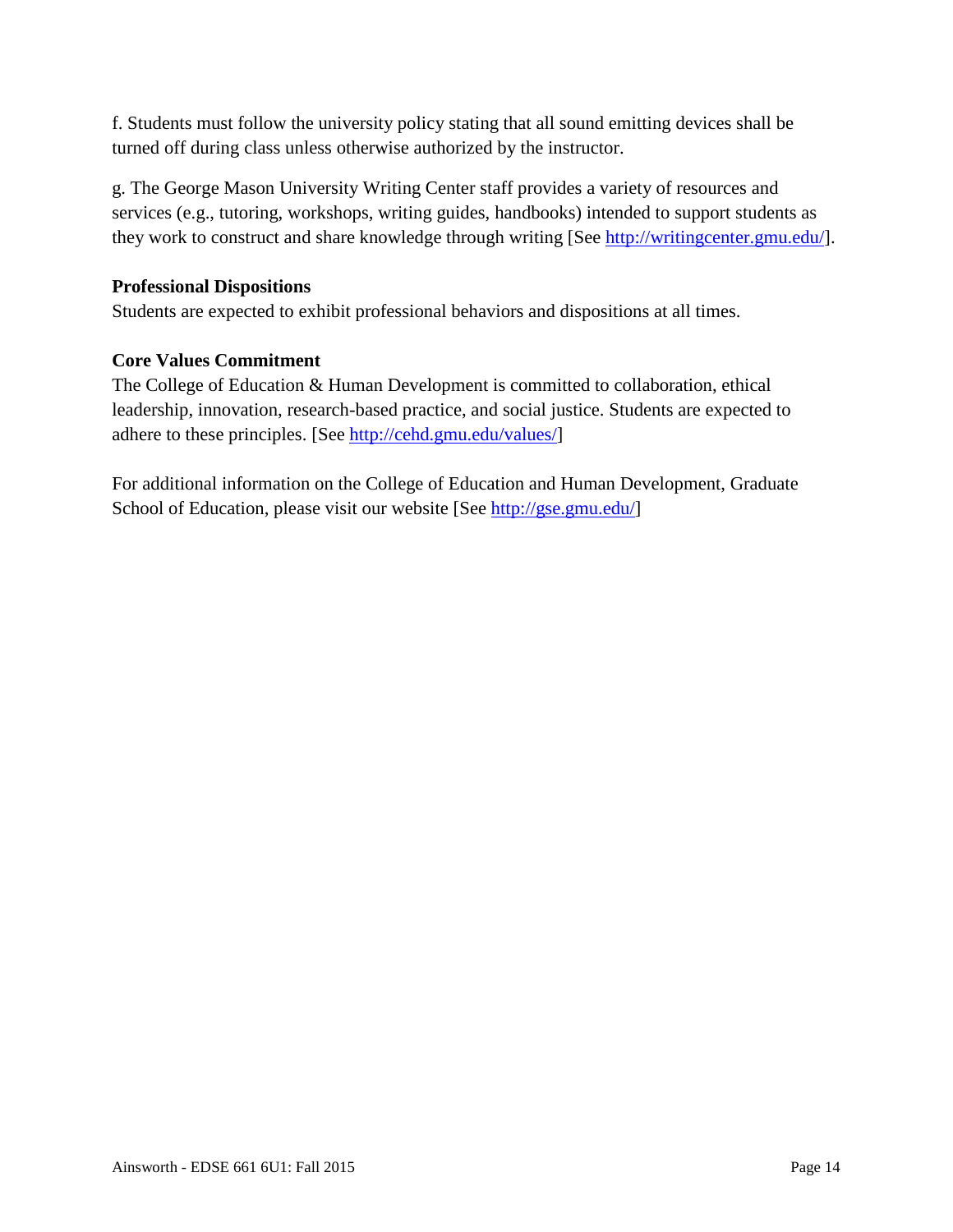f. Students must follow the university policy stating that all sound emitting devices shall be turned off during class unless otherwise authorized by the instructor.

g. The George Mason University Writing Center staff provides a variety of resources and services (e.g., tutoring, workshops, writing guides, handbooks) intended to support students as they work to construct and share knowledge through writing [See http://writingcenter.gmu.edu/].

**Professional Dispositions**
Students are expected to exhibit professional behaviors and dispositions at all times.

**Core Values Commitment**
The College of Education & Human Development is committed to collaboration, ethical leadership, innovation, research-based practice, and social justice. Students are expected to adhere to these principles. [See http://cehd.gmu.edu/values/]

For additional information on the College of Education and Human Development, Graduate School of Education, please visit our website [See http://gse.gmu.edu/]